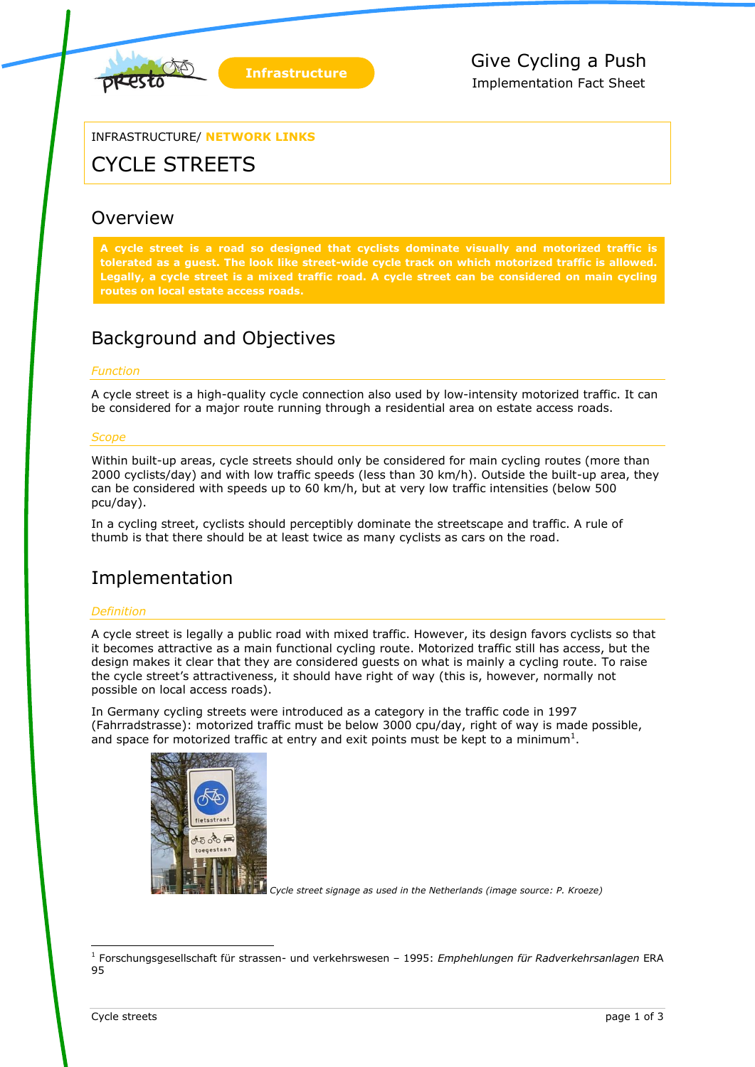Infrastructure

Give Cycling a Push
Implementation Fact Sheet

INFRASTRUCTURE/ **NETWORK LINKS**

# CYCLE STREETS

## Overview

**A cycle street is a road so designed that cyclists dominate visually and motorized traffic is tolerated as a guest. The look like street-wide cycle track on which motorized traffic is allowed. Legally, a cycle street is a mixed traffic road. A cycle street can be considered on main cycling routes on local estate access roads.**

## Background and Objectives

### *Function*

A cycle street is a high-quality cycle connection also used by low-intensity motorized traffic. It can be considered for a major route running through a residential area on estate access roads.

### *Scope*

Within built-up areas, cycle streets should only be considered for main cycling routes (more than 2000 cyclists/day) and with low traffic speeds (less than 30 km/h). Outside the built-up area, they can be considered with speeds up to 60 km/h, but at very low traffic intensities (below 500 pcu/day).

In a cycling street, cyclists should perceptibly dominate the streetscape and traffic. A rule of thumb is that there should be at least twice as many cyclists as cars on the road.

## Implementation

### *Definition*

A cycle street is legally a public road with mixed traffic. However, its design favors cyclists so that it becomes attractive as a main functional cycling route. Motorized traffic still has access, but the design makes it clear that they are considered guests on what is mainly a cycling route. To raise the cycle street's attractiveness, it should have right of way (this is, however, normally not possible on local access roads).

In Germany cycling streets were introduced as a category in the traffic code in 1997 (Fahrradstrasse): motorized traffic must be below 3000 cpu/day, right of way is made possible, and space for motorized traffic at entry and exit points must be kept to a minimum[1].

*Cycle street signage as used in the Netherlands (image source: P. Kroeze)*

[1] Forschungsgesellschaft für strassen- und verkehrswesen – 1995: *Emphehlungen für Radverkehrsanlagen* ERA 95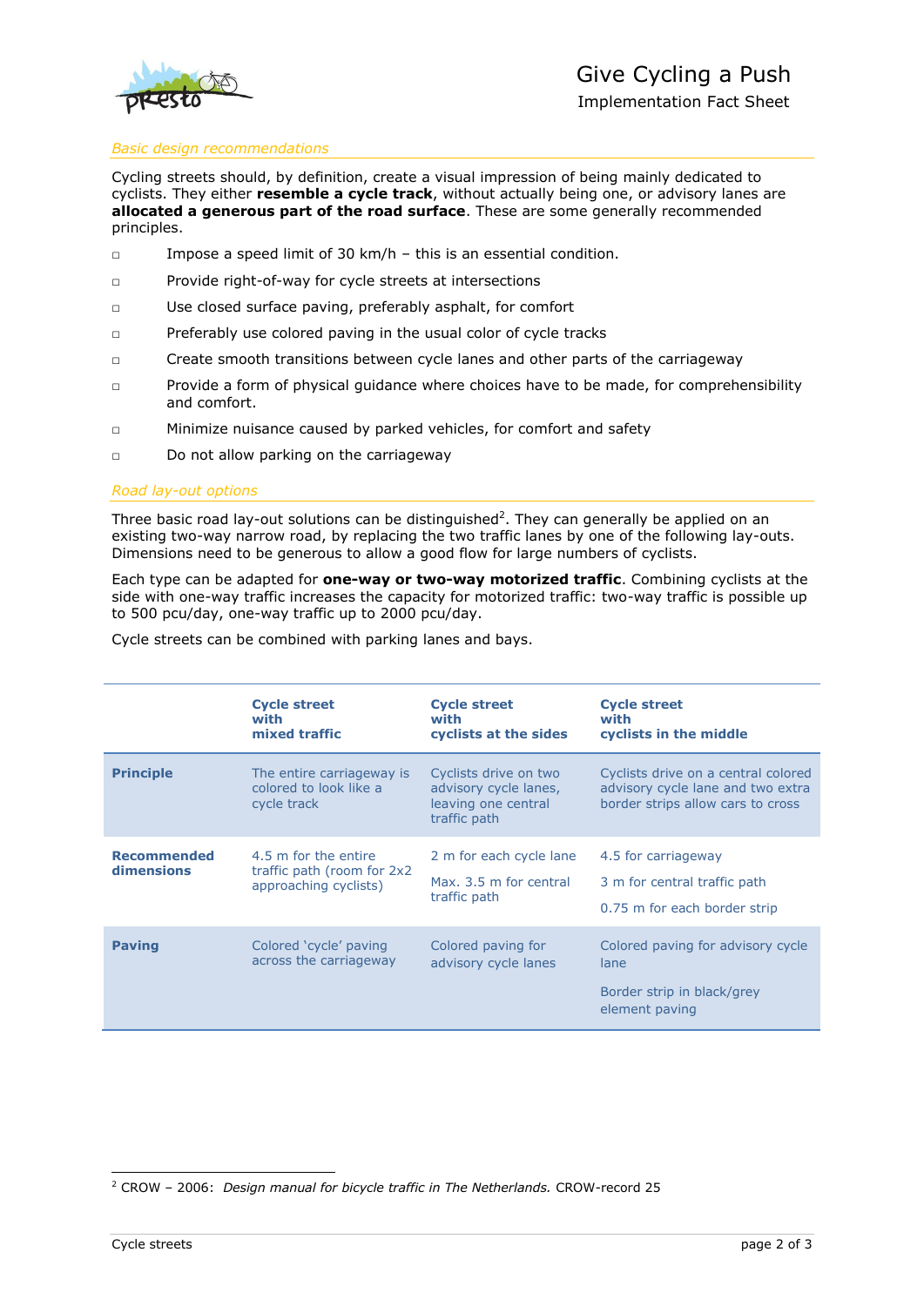### *Basic design recommendations*

Cycling streets should, by definition, create a visual impression of being mainly dedicated to cyclists. They either **resemble a cycle track**, without actually being one, or advisory lanes are **allocated a generous part of the road surface**. These are some generally recommended principles.

- Impose a speed limit of 30 km/h – this is an essential condition.
- Provide right-of-way for cycle streets at intersections
- Use closed surface paving, preferably asphalt, for comfort
- Preferably use colored paving in the usual color of cycle tracks
- Create smooth transitions between cycle lanes and other parts of the carriageway
- Provide a form of physical guidance where choices have to be made, for comprehensibility and comfort.
- Minimize nuisance caused by parked vehicles, for comfort and safety
- Do not allow parking on the carriageway

### *Road lay-out options*

Three basic road lay-out solutions can be distinguished[2]. They can generally be applied on an existing two-way narrow road, by replacing the two traffic lanes by one of the following lay-outs. Dimensions need to be generous to allow a good flow for large numbers of cyclists.

Each type can be adapted for **one-way or two-way motorized traffic**. Combining cyclists at the side with one-way traffic increases the capacity for motorized traffic: two-way traffic is possible up to 500 pcu/day, one-way traffic up to 2000 pcu/day.

Cycle streets can be combined with parking lanes and bays.

| | **Cycle street with mixed traffic** | **Cycle street with cyclists at the sides** | **Cycle street with cyclists in the middle** |
|---|---|---|---|
| **Principle** | The entire carriageway is colored to look like a cycle track | Cyclists drive on two advisory cycle lanes, leaving one central traffic path | Cyclists drive on a central colored advisory cycle lane and two extra border strips allow cars to cross |
| **Recommended dimensions** | 4.5 m for the entire traffic path (room for 2x2 approaching cyclists) | 2 m for each cycle lane<br><br>Max. 3.5 m for central traffic path | 4.5 for carriageway<br><br>3 m for central traffic path<br><br>0.75 m for each border strip |
| **Paving** | Colored 'cycle' paving across the carriageway | Colored paving for advisory cycle lanes | Colored paving for advisory cycle lane<br><br>Border strip in black/grey element paving |

[2] CROW – 2006: *Design manual for bicycle traffic in The Netherlands.* CROW-record 25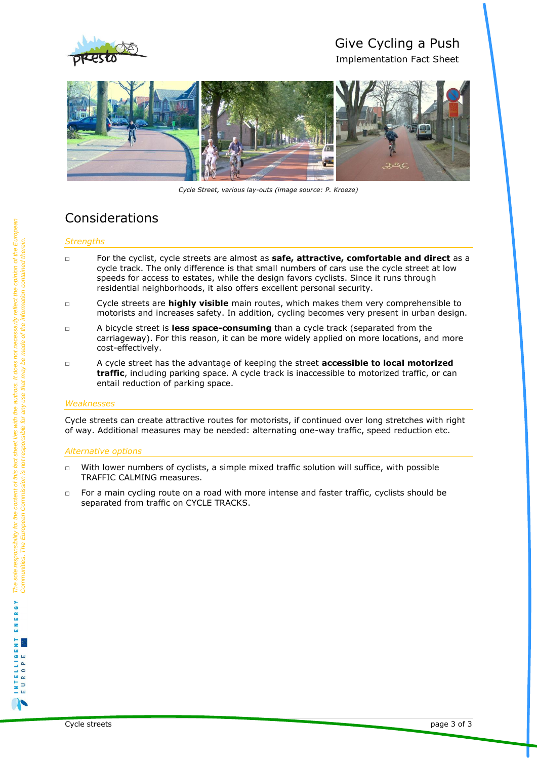Cycle Street, various lay-outs (image source: P. Kroeze)

## Considerations

### *Strengths*

- For the cyclist, cycle streets are almost as **safe, attractive, comfortable and direct** as a cycle track. The only difference is that small numbers of cars use the cycle street at low speeds for access to estates, while the design favors cyclists. Since it runs through residential neighborhoods, it also offers excellent personal security.
- Cycle streets are **highly visible** main routes, which makes them very comprehensible to motorists and increases safety. In addition, cycling becomes very present in urban design.
- A bicycle street is **less space-consuming** than a cycle track (separated from the carriageway). For this reason, it can be more widely applied on more locations, and more cost-effectively.
- A cycle street has the advantage of keeping the street **accessible to local motorized traffic**, including parking space. A cycle track is inaccessible to motorized traffic, or can entail reduction of parking space.

### *Weaknesses*

Cycle streets can create attractive routes for motorists, if continued over long stretches with right of way. Additional measures may be needed: alternating one-way traffic, speed reduction etc.

### *Alternative options*

- With lower numbers of cyclists, a simple mixed traffic solution will suffice, with possible TRAFFIC CALMING measures.
- For a main cycling route on a road with more intense and faster traffic, cyclists should be separated from traffic on CYCLE TRACKS.